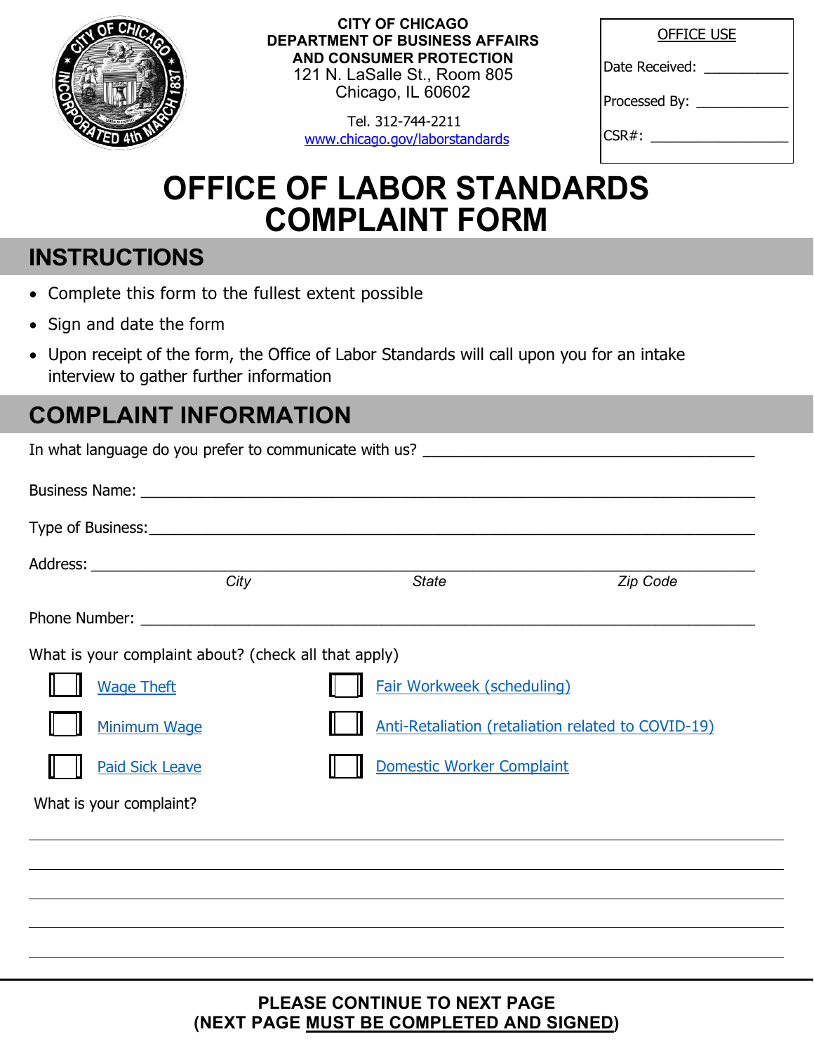CITY OF CHICAGO
DEPARTMENT OF BUSINESS AFFAIRS
AND CONSUMER PROTECTION
121 N. LaSalle St., Room 805
Chicago, IL 60602

Tel. 312-744-2211
www.chicago.gov/laborstandards

| OFFICE USE |
|---|
| Date Received: ___________ |
| Processed By: ____________ |
| CSR#: _________________ |

# OFFICE OF LABOR STANDARDS COMPLAINT FORM

## INSTRUCTIONS

- Complete this form to the fullest extent possible
- Sign and date the form
- Upon receipt of the form, the Office of Labor Standards will call upon you for an intake interview to gather further information

## COMPLAINT INFORMATION

In what language do you prefer to communicate with us? ______________________________________

Business Name: ______________________________________________________________________

Type of Business: _____________________________________________________________________

Address: ____________________________________________________________________________
*City* *State* *Zip Code*

Phone Number: _______________________________________________________________________

What is your complaint about? (check all that apply)

- ☐ Wage Theft
- ☐ Fair Workweek (scheduling)
- ☐ Minimum Wage
- ☐ Anti-Retaliation (retaliation related to COVID-19)
- ☐ Paid Sick Leave
- ☐ Domestic Worker Complaint

What is your complaint?

______________________________________________________________________________________

______________________________________________________________________________________

______________________________________________________________________________________

______________________________________________________________________________________

______________________________________________________________________________________

**PLEASE CONTINUE TO NEXT PAGE**
**(NEXT PAGE MUST BE COMPLETED AND SIGNED)**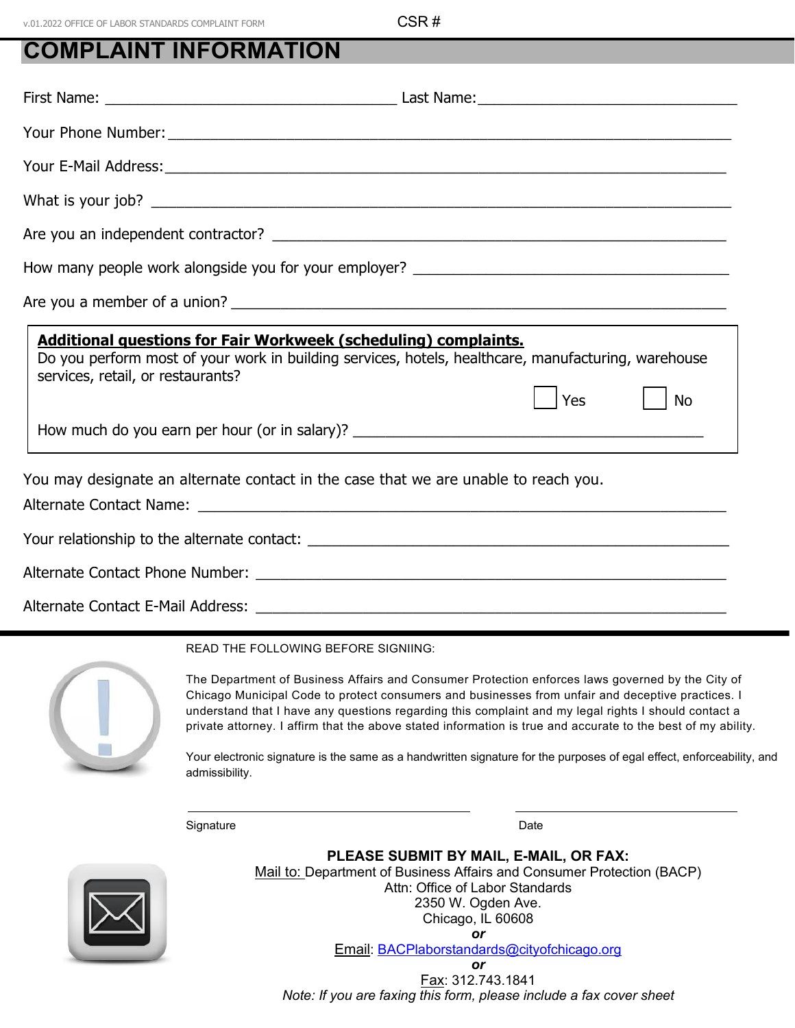CSR #

# COMPLAINT INFORMATION

First Name: ______________________ Last Name: ______________________

Your Phone Number: ______________________

Your E-Mail Address: ______________________

What is your job? ______________________

Are you an independent contractor? ______________________

How many people work alongside you for your employer? ______________________

Are you a member of a union? ______________________

**Additional questions for Fair Workweek (scheduling) complaints.**

Do you perform most of your work in building services, hotels, healthcare, manufacturing, warehouse services, retail, or restaurants?

☐ Yes ☐ No

How much do you earn per hour (or in salary)? ______________________

You may designate an alternate contact in the case that we are unable to reach you.

Alternate Contact Name: ______________________

Your relationship to the alternate contact: ______________________

Alternate Contact Phone Number: ______________________

Alternate Contact E-Mail Address: ______________________

READ THE FOLLOWING BEFORE SIGNIING:

The Department of Business Affairs and Consumer Protection enforces laws governed by the City of Chicago Municipal Code to protect consumers and businesses from unfair and deceptive practices. I understand that I have any questions regarding this complaint and my legal rights I should contact a private attorney. I affirm that the above stated information is true and accurate to the best of my ability.

Your electronic signature is the same as a handwritten signature for the purposes of egal effect, enforceability, and admissibility.

______________________ ______________________

Signature Date

**PLEASE SUBMIT BY MAIL, E-MAIL, OR FAX:**

Mail to: Department of Business Affairs and Consumer Protection (BACP)
Attn: Office of Labor Standards
2350 W. Ogden Ave.
Chicago, IL 60608

***or***

Email: BACPlaborstandards@cityofchicago.org

***or***

Fax: 312.743.1841

*Note: If you are faxing this form, please include a fax cover sheet*